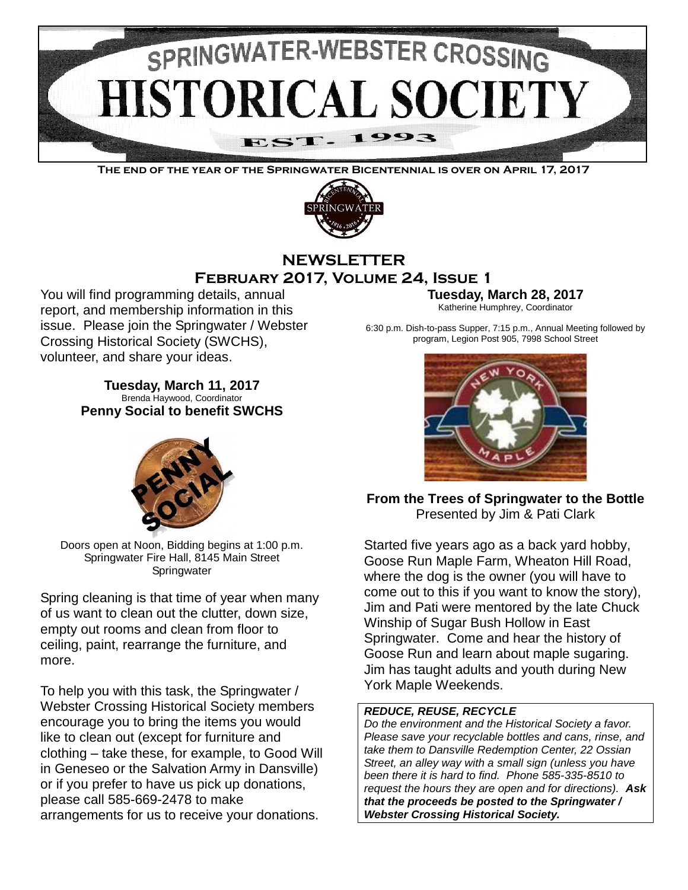# SPRINGWATER-WEBSTER CROSSING HISTORICAL SOCIETY

EST. 1993

**The end of the year of the Springwater Bicentennial is over on April 17, 2017**

## NEWSLETTER
### February 2017, Volume 24, Issue 1

You will find programming details, annual report, and membership information in this issue. Please join the Springwater / Webster Crossing Historical Society (SWCHS), volunteer, and share your ideas.

**Tuesday, March 11, 2017**
Brenda Haywood, Coordinator
**Penny Social to benefit SWCHS**

Doors open at Noon, Bidding begins at 1:00 p.m.
Springwater Fire Hall, 8145 Main Street
Springwater

Spring cleaning is that time of year when many of us want to clean out the clutter, down size, empty out rooms and clean from floor to ceiling, paint, rearrange the furniture, and more.

To help you with this task, the Springwater / Webster Crossing Historical Society members encourage you to bring the items you would like to clean out (except for furniture and clothing – take these, for example, to Good Will in Geneseo or the Salvation Army in Dansville) or if you prefer to have us pick up donations, please call 585-669-2478 to make arrangements for us to receive your donations.

**Tuesday, March 28, 2017**
Katherine Humphrey, Coordinator

6:30 p.m. Dish-to-pass Supper, 7:15 p.m., Annual Meeting followed by program, Legion Post 905, 7998 School Street

**From the Trees of Springwater to the Bottle**
Presented by Jim & Pati Clark

Started five years ago as a back yard hobby, Goose Run Maple Farm, Wheaton Hill Road, where the dog is the owner (you will have to come out to this if you want to know the story), Jim and Pati were mentored by the late Chuck Winship of Sugar Bush Hollow in East Springwater. Come and hear the history of Goose Run and learn about maple sugaring. Jim has taught adults and youth during New York Maple Weekends.

***REDUCE, REUSE, RECYCLE***
*Do the environment and the Historical Society a favor. Please save your recyclable bottles and cans, rinse, and take them to Dansville Redemption Center, 22 Ossian Street, an alley way with a small sign (unless you have been there it is hard to find. Phone 585-335-8510 to request the hours they are open and for directions).* ***Ask that the proceeds be posted to the Springwater / Webster Crossing Historical Society.***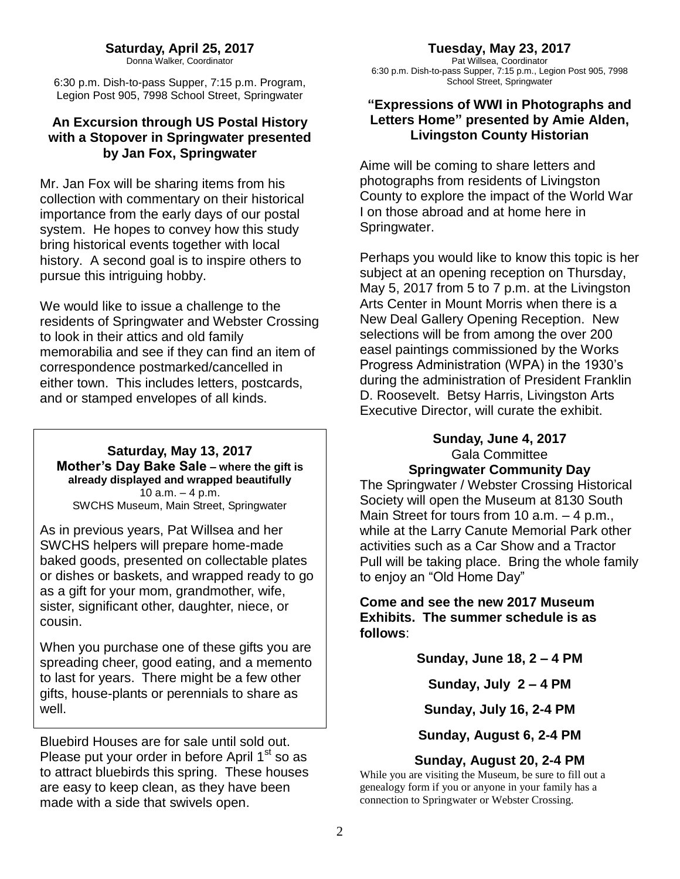### Saturday, April 25, 2017

Donna Walker, Coordinator

6:30 p.m. Dish-to-pass Supper, 7:15 p.m. Program, Legion Post 905, 7998 School Street, Springwater

**An Excursion through US Postal History with a Stopover in Springwater presented by Jan Fox, Springwater**

Mr. Jan Fox will be sharing items from his collection with commentary on their historical importance from the early days of our postal system. He hopes to convey how this study bring historical events together with local history. A second goal is to inspire others to pursue this intriguing hobby.

We would like to issue a challenge to the residents of Springwater and Webster Crossing to look in their attics and old family memorabilia and see if they can find an item of correspondence postmarked/cancelled in either town. This includes letters, postcards, and or stamped envelopes of all kinds.

### Saturday, May 13, 2017

**Mother's Day Bake Sale – where the gift is already displayed and wrapped beautifully**

10 a.m. – 4 p.m.

SWCHS Museum, Main Street, Springwater

As in previous years, Pat Willsea and her SWCHS helpers will prepare home-made baked goods, presented on collectable plates or dishes or baskets, and wrapped ready to go as a gift for your mom, grandmother, wife, sister, significant other, daughter, niece, or cousin.

When you purchase one of these gifts you are spreading cheer, good eating, and a memento to last for years. There might be a few other gifts, house-plants or perennials to share as well.

Bluebird Houses are for sale until sold out. Please put your order in before April 1st so as to attract bluebirds this spring. These houses are easy to keep clean, as they have been made with a side that swivels open.

### Tuesday, May 23, 2017

Pat Willsea, Coordinator

6:30 p.m. Dish-to-pass Supper, 7:15 p.m., Legion Post 905, 7998 School Street, Springwater

**"Expressions of WWI in Photographs and Letters Home" presented by Amie Alden, Livingston County Historian**

Aime will be coming to share letters and photographs from residents of Livingston County to explore the impact of the World War I on those abroad and at home here in Springwater.

Perhaps you would like to know this topic is her subject at an opening reception on Thursday, May 5, 2017 from 5 to 7 p.m. at the Livingston Arts Center in Mount Morris when there is a New Deal Gallery Opening Reception. New selections will be from among the over 200 easel paintings commissioned by the Works Progress Administration (WPA) in the 1930's during the administration of President Franklin D. Roosevelt. Betsy Harris, Livingston Arts Executive Director, will curate the exhibit.

### Sunday, June 4, 2017

Gala Committee

**Springwater Community Day**

The Springwater / Webster Crossing Historical Society will open the Museum at 8130 South Main Street for tours from 10 a.m. – 4 p.m., while at the Larry Canute Memorial Park other activities such as a Car Show and a Tractor Pull will be taking place. Bring the whole family to enjoy an "Old Home Day"

**Come and see the new 2017 Museum Exhibits. The summer schedule is as follows**:

**Sunday, June 18, 2 – 4 PM**

**Sunday, July 2 – 4 PM**

**Sunday, July 16, 2-4 PM**

**Sunday, August 6, 2-4 PM**

**Sunday, August 20, 2-4 PM**

While you are visiting the Museum, be sure to fill out a genealogy form if you or anyone in your family has a connection to Springwater or Webster Crossing.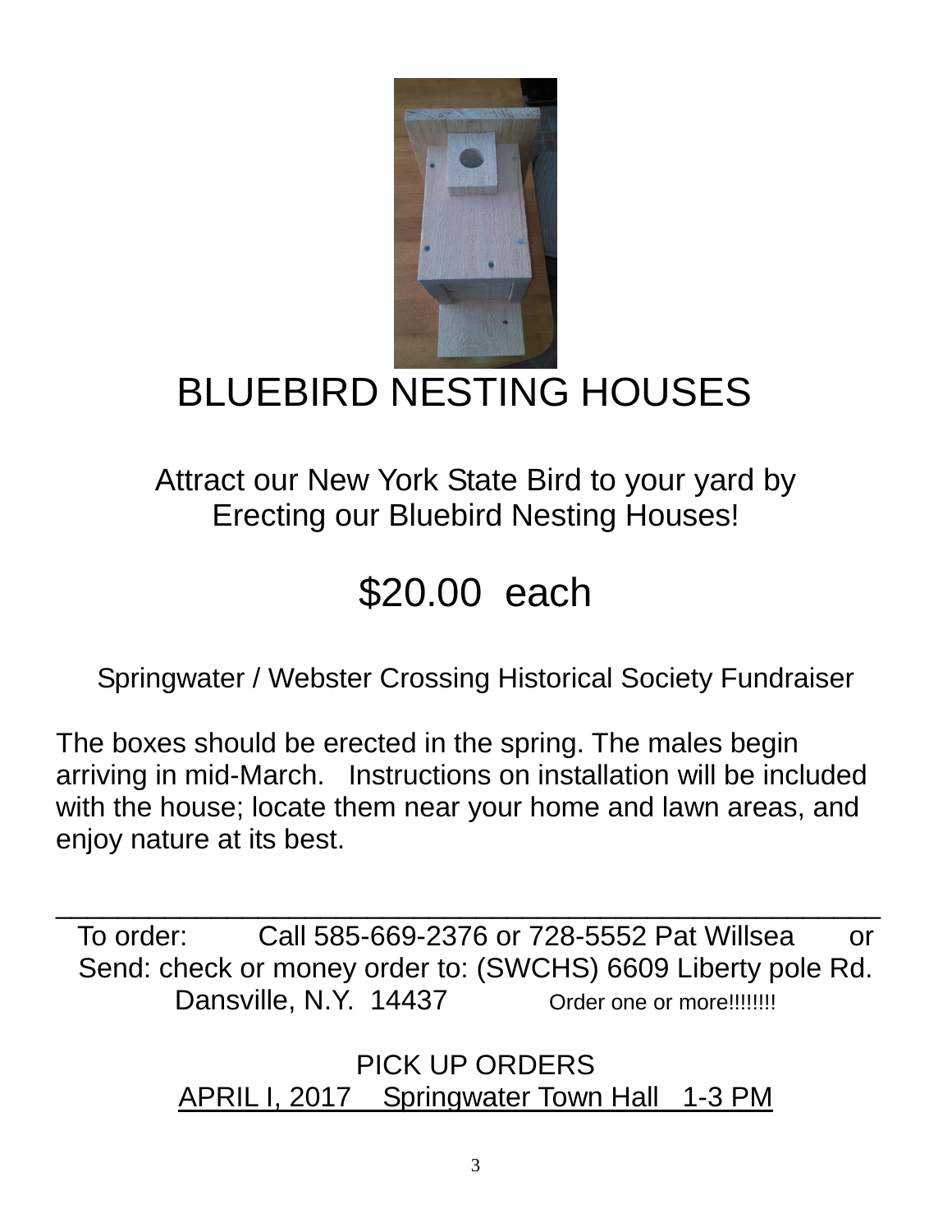# BLUEBIRD NESTING HOUSES

Attract our New York State Bird to your yard by
Erecting our Bluebird Nesting Houses!

## $20.00 each

Springwater / Webster Crossing Historical Society Fundraiser

The boxes should be erected in the spring. The males begin arriving in mid-March. Instructions on installation will be included with the house; locate them near your home and lawn areas, and enjoy nature at its best.

---

To order: Call 585-669-2376 or 728-5552 Pat Willsea or
Send: check or money order to: (SWCHS) 6609 Liberty pole Rd.
Dansville, N.Y. 14437 Order one or more!!!!!!!!

PICK UP ORDERS

APRIL I, 2017 Springwater Town Hall 1-3 PM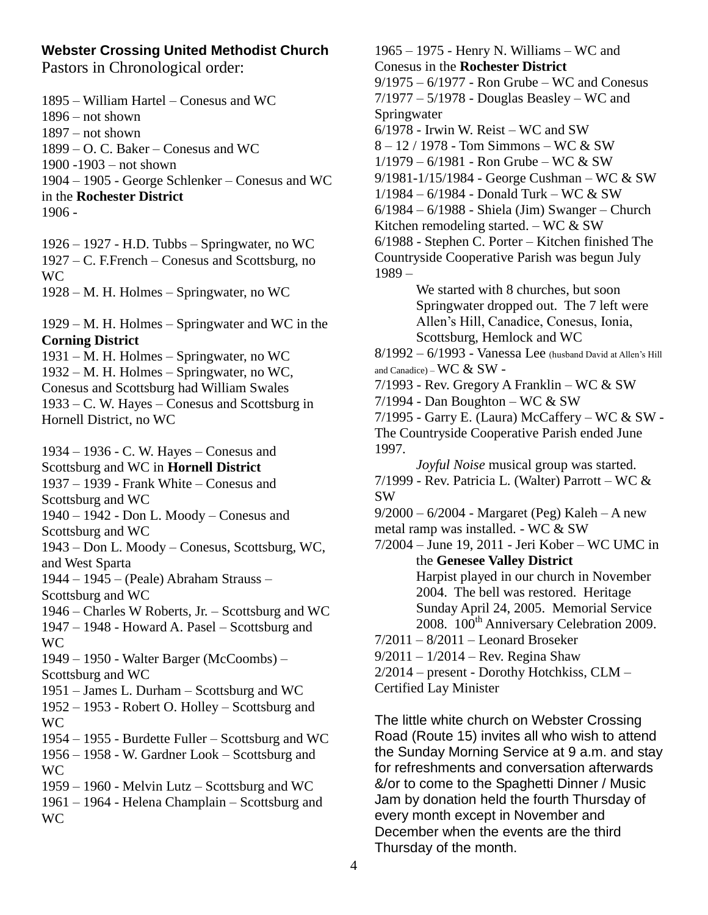**Webster Crossing United Methodist Church**

Pastors in Chronological order:

1895 – William Hartel – Conesus and WC
1896 – not shown
1897 – not shown
1899 – O. C. Baker – Conesus and WC
1900 -1903 – not shown
1904 – 1905 - George Schlenker – Conesus and WC in the **Rochester District**
1906 -

1926 – 1927 - H.D. Tubbs – Springwater, no WC
1927 – C. F.French – Conesus and Scottsburg, no WC
1928 – M. H. Holmes – Springwater, no WC

1929 – M. H. Holmes – Springwater and WC in the **Corning District**
1931 – M. H. Holmes – Springwater, no WC
1932 – M. H. Holmes – Springwater, no WC, Conesus and Scottsburg had William Swales
1933 – C. W. Hayes – Conesus and Scottsburg in Hornell District, no WC

1934 – 1936 - C. W. Hayes – Conesus and Scottsburg and WC in **Hornell District**
1937 – 1939 - Frank White – Conesus and Scottsburg and WC
1940 – 1942 - Don L. Moody – Conesus and Scottsburg and WC
1943 – Don L. Moody – Conesus, Scottsburg, WC, and West Sparta
1944 – 1945 – (Peale) Abraham Strauss – Scottsburg and WC
1946 – Charles W Roberts, Jr. – Scottsburg and WC
1947 – 1948 - Howard A. Pasel – Scottsburg and WC
1949 – 1950 - Walter Barger (McCoombs) – Scottsburg and WC
1951 – James L. Durham – Scottsburg and WC
1952 – 1953 - Robert O. Holley – Scottsburg and WC
1954 – 1955 - Burdette Fuller – Scottsburg and WC
1956 – 1958 - W. Gardner Look – Scottsburg and WC
1959 – 1960 - Melvin Lutz – Scottsburg and WC
1961 – 1964 - Helena Champlain – Scottsburg and WC
1965 – 1975 - Henry N. Williams – WC and Conesus in the **Rochester District**
9/1975 – 6/1977 - Ron Grube – WC and Conesus
7/1977 – 5/1978 - Douglas Beasley – WC and Springwater
6/1978 - Irwin W. Reist – WC and SW
8 – 12 / 1978 - Tom Simmons – WC & SW
1/1979 – 6/1981 - Ron Grube – WC & SW
9/1981-1/15/1984 - George Cushman – WC & SW
1/1984 – 6/1984 - Donald Turk – WC & SW
6/1984 – 6/1988 - Shiela (Jim) Swanger – Church Kitchen remodeling started. – WC & SW
6/1988 - Stephen C. Porter – Kitchen finished The Countryside Cooperative Parish was begun July 1989 –

> We started with 8 churches, but soon Springwater dropped out. The 7 left were Allen's Hill, Canadice, Conesus, Ionia, Scottsburg, Hemlock and WC

8/1992 – 6/1993 - Vanessa Lee (husband David at Allen's Hill and Canadice) – WC & SW -
7/1993 - Rev. Gregory A Franklin – WC & SW
7/1994 - Dan Boughton – WC & SW
7/1995 - Garry E. (Laura) McCaffery – WC & SW - The Countryside Cooperative Parish ended June 1997.

> *Joyful Noise* musical group was started.

7/1999 - Rev. Patricia L. (Walter) Parrott – WC & SW
9/2000 – 6/2004 - Margaret (Peg) Kaleh – A new metal ramp was installed. - WC & SW
7/2004 – June 19, 2011 - Jeri Kober – WC UMC in the **Genesee Valley District**

> Harpist played in our church in November 2004. The bell was restored. Heritage Sunday April 24, 2005. Memorial Service 2008. 100th Anniversary Celebration 2009.

7/2011 – 8/2011 – Leonard Broseker
9/2011 – 1/2014 – Rev. Regina Shaw
2/2014 – present - Dorothy Hotchkiss, CLM – Certified Lay Minister

The little white church on Webster Crossing Road (Route 15) invites all who wish to attend the Sunday Morning Service at 9 a.m. and stay for refreshments and conversation afterwards &/or to come to the Spaghetti Dinner / Music Jam by donation held the fourth Thursday of every month except in November and December when the events are the third Thursday of the month.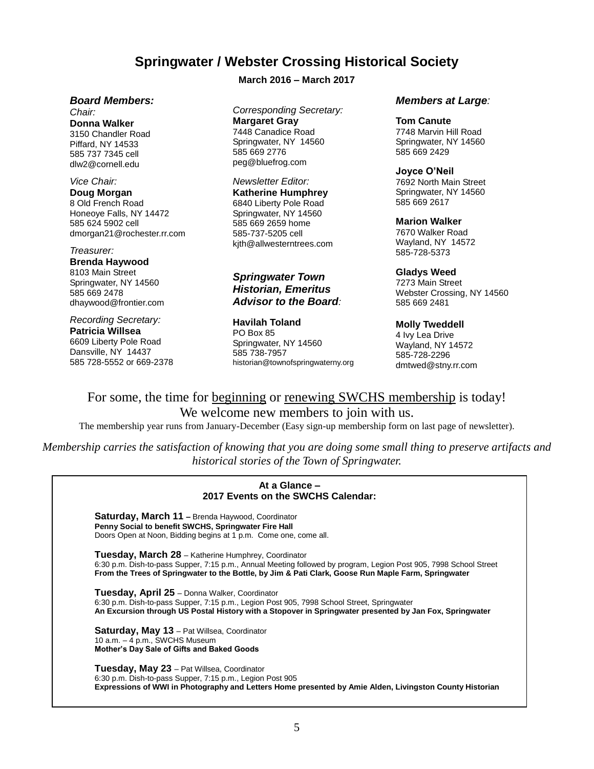# Springwater / Webster Crossing Historical Society

**March 2016 – March 2017**

***Board Members:***

*Chair:*
**Donna Walker**
3150 Chandler Road
Piffard, NY 14533
585 737 7345 cell
dlw2@cornell.edu

*Vice Chair:*
**Doug Morgan**
8 Old French Road
Honeoye Falls, NY 14472
585 624 5902 cell
dmorgan21@rochester.rr.com

*Treasurer:*
**Brenda Haywood**
8103 Main Street
Springwater, NY 14560
585 669 2478
dhaywood@frontier.com

*Recording Secretary:*
**Patricia Willsea**
6609 Liberty Pole Road
Dansville, NY 14437
585 728-5552 or 669-2378

*Corresponding Secretary:*
**Margaret Gray**
7448 Canadice Road
Springwater, NY 14560
585 669 2776
peg@bluefrog.com

*Newsletter Editor:*
**Katherine Humphrey**
6840 Liberty Pole Road
Springwater, NY 14560
585 669 2659 home
585-737-5205 cell
kjth@allwesterntrees.com

***Springwater Town Historian, Emeritus Advisor to the Board:***

**Havilah Toland**
PO Box 85
Springwater, NY 14560
585 738-7957
historian@townofspringwaterny.org

***Members at Large:***

**Tom Canute**
7748 Marvin Hill Road
Springwater, NY 14560
585 669 2429

**Joyce O'Neil**
7692 North Main Street
Springwater, NY 14560
585 669 2617

**Marion Walker**
7670 Walker Road
Wayland, NY 14572
585-728-5373

**Gladys Weed**
7273 Main Street
Webster Crossing, NY 14560
585 669 2481

**Molly Tweddell**
4 Ivy Lea Drive
Wayland, NY 14572
585-728-2296
dmtwed@stny.rr.com

For some, the time for beginning or renewing SWCHS membership is today!
We welcome new members to join with us.

The membership year runs from January-December (Easy sign-up membership form on last page of newsletter).

*Membership carries the satisfaction of knowing that you are doing some small thing to preserve artifacts and historical stories of the Town of Springwater.*

**At a Glance –**
**2017 Events on the SWCHS Calendar:**

**Saturday, March 11 –** Brenda Haywood, Coordinator
**Penny Social to benefit SWCHS, Springwater Fire Hall**
Doors Open at Noon, Bidding begins at 1 p.m. Come one, come all.

**Tuesday, March 28** – Katherine Humphrey, Coordinator
6:30 p.m. Dish-to-pass Supper, 7:15 p.m., Annual Meeting followed by program, Legion Post 905, 7998 School Street
**From the Trees of Springwater to the Bottle, by Jim & Pati Clark, Goose Run Maple Farm, Springwater**

**Tuesday, April 25** – Donna Walker, Coordinator
6:30 p.m. Dish-to-pass Supper, 7:15 p.m., Legion Post 905, 7998 School Street, Springwater
**An Excursion through US Postal History with a Stopover in Springwater presented by Jan Fox, Springwater**

**Saturday, May 13** – Pat Willsea, Coordinator
10 a.m. – 4 p.m., SWCHS Museum
**Mother's Day Sale of Gifts and Baked Goods**

**Tuesday, May 23** – Pat Willsea, Coordinator
6:30 p.m. Dish-to-pass Supper, 7:15 p.m., Legion Post 905
**Expressions of WWI in Photography and Letters Home presented by Amie Alden, Livingston County Historian**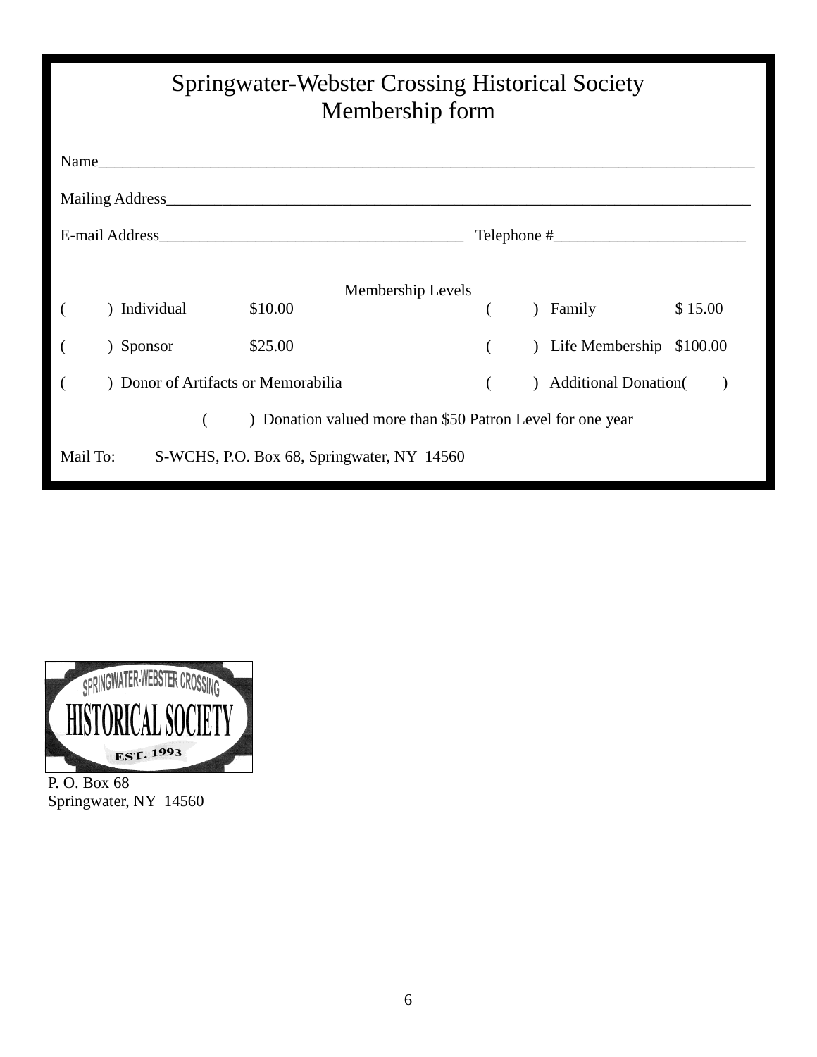# Springwater-Webster Crossing Historical Society
## Membership form

Name________________________________________________________________________________

Mailing Address_______________________________________________________________________

E-mail Address____________________________________ Telephone #______________________

Membership Levels

| | | | |
|---|---|---|---|
| (   ) Individual | $10.00 | (   ) Family | $ 15.00 |
| (   ) Sponsor | $25.00 | (   ) Life Membership | $100.00 |
| (   ) Donor of Artifacts or Memorabilia | | (   ) Additional Donation(   ) | |

(   ) Donation valued more than $50 Patron Level for one year

Mail To: S-WCHS, P.O. Box 68, Springwater, NY 14560

SPRINGWATER-WEBSTER CROSSING
HISTORICAL SOCIETY
EST. 1993

P. O. Box 68
Springwater, NY 14560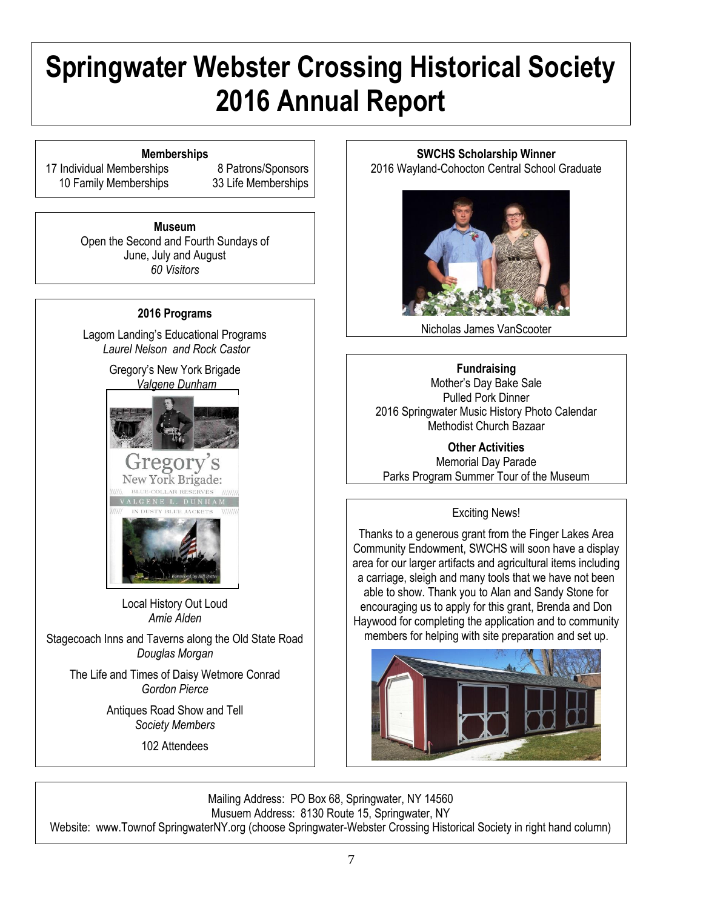# Springwater Webster Crossing Historical Society 2016 Annual Report

**Memberships**

17 Individual Memberships
10 Family Memberships
8 Patrons/Sponsors
33 Life Memberships

**Museum**

Open the Second and Fourth Sundays of June, July and August
*60 Visitors*

**2016 Programs**

Lagom Landing's Educational Programs
*Laurel Nelson and Rock Castor*

Gregory's New York Brigade
*Valgene Dunham*

Local History Out Loud
*Amie Alden*

Stagecoach Inns and Taverns along the Old State Road
*Douglas Morgan*

The Life and Times of Daisy Wetmore Conrad
*Gordon Pierce*

Antiques Road Show and Tell
*Society Members*

102 Attendees

**SWCHS Scholarship Winner**

2016 Wayland-Cohocton Central School Graduate

Nicholas James VanScooter

**Fundraising**

Mother's Day Bake Sale
Pulled Pork Dinner
2016 Springwater Music History Photo Calendar
Methodist Church Bazaar

**Other Activities**

Memorial Day Parade
Parks Program Summer Tour of the Museum

Exciting News!

Thanks to a generous grant from the Finger Lakes Area Community Endowment, SWCHS will soon have a display area for our larger artifacts and agricultural items including a carriage, sleigh and many tools that we have not been able to show. Thank you to Alan and Sandy Stone for encouraging us to apply for this grant, Brenda and Don Haywood for completing the application and to community members for helping with site preparation and set up.

Mailing Address: PO Box 68, Springwater, NY 14560
Musuem Address: 8130 Route 15, Springwater, NY
Website: www.Townof SpringwaterNY.org (choose Springwater-Webster Crossing Historical Society in right hand column)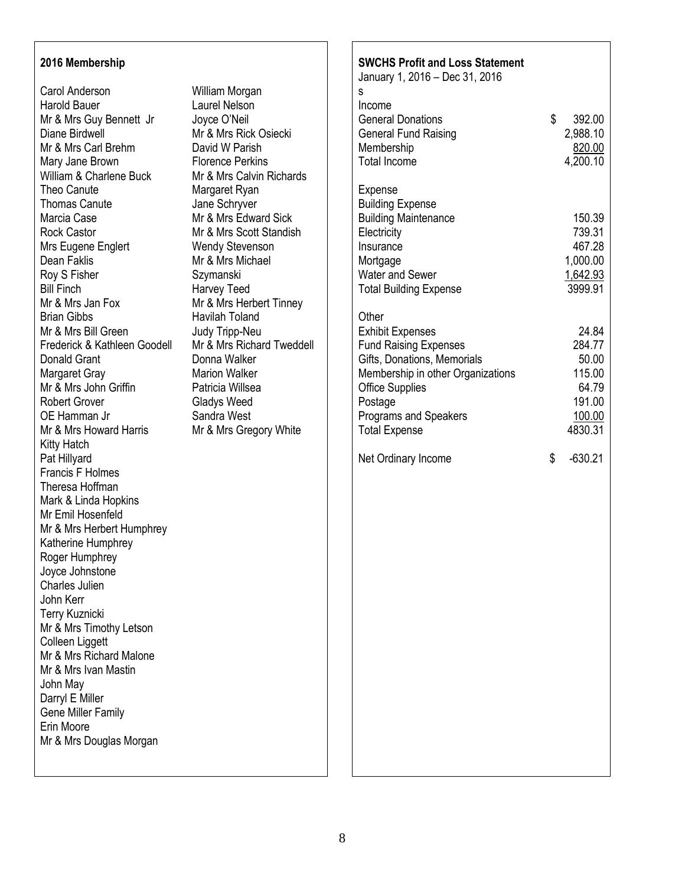## 2016 Membership

Carol Anderson
Harold Bauer
Mr & Mrs Guy Bennett Jr
Diane Birdwell
Mr & Mrs Carl Brehm
Mary Jane Brown
William & Charlene Buck
Theo Canute
Thomas Canute
Marcia Case
Rock Castor
Mrs Eugene Englert
Dean Faklis
Roy S Fisher
Bill Finch
Mr & Mrs Jan Fox
Brian Gibbs
Mr & Mrs Bill Green
Frederick & Kathleen Goodell
Donald Grant
Margaret Gray
Mr & Mrs John Griffin
Robert Grover
OE Hamman Jr
Mr & Mrs Howard Harris
Kitty Hatch
Pat Hillyard
Francis F Holmes
Theresa Hoffman
Mark & Linda Hopkins
Mr Emil Hosenfeld
Mr & Mrs Herbert Humphrey
Katherine Humphrey
Roger Humphrey
Joyce Johnstone
Charles Julien
John Kerr
Terry Kuznicki
Mr & Mrs Timothy Letson
Colleen Liggett
Mr & Mrs Richard Malone
Mr & Mrs Ivan Mastin
John May
Darryl E Miller
Gene Miller Family
Erin Moore
Mr & Mrs Douglas Morgan
William Morgan
Laurel Nelson
Joyce O'Neil
Mr & Mrs Rick Osiecki
David W Parish
Florence Perkins
Mr & Mrs Calvin Richards
Margaret Ryan
Jane Schryver
Mr & Mrs Edward Sick
Mr & Mrs Scott Standish
Wendy Stevenson
Mr & Mrs Michael Szymanski
Harvey Teed
Mr & Mrs Herbert Tinney
Havilah Toland
Judy Tripp-Neu
Mr & Mrs Richard Tweddell
Donna Walker
Marion Walker
Patricia Willsea
Gladys Weed
Sandra West
Mr & Mrs Gregory White

## SWCHS Profit and Loss Statement

January 1, 2016 – Dec 31, 2016
s

| | |
|---|---|
| Income | |
| General Donations | $ 392.00 |
| General Fund Raising | 2,988.10 |
| Membership | 820.00 |
| Total Income | 4,200.10 |
| | |
| Expense | |
| Building Expense | |
| Building Maintenance | 150.39 |
| Electricity | 739.31 |
| Insurance | 467.28 |
| Mortgage | 1,000.00 |
| Water and Sewer | 1,642.93 |
| Total Building Expense | 3999.91 |
| | |
| Other | |
| Exhibit Expenses | 24.84 |
| Fund Raising Expenses | 284.77 |
| Gifts, Donations, Memorials | 50.00 |
| Membership in other Organizations | 115.00 |
| Office Supplies | 64.79 |
| Postage | 191.00 |
| Programs and Speakers | 100.00 |
| Total Expense | 4830.31 |
| | |
| Net Ordinary Income | $ -630.21 |